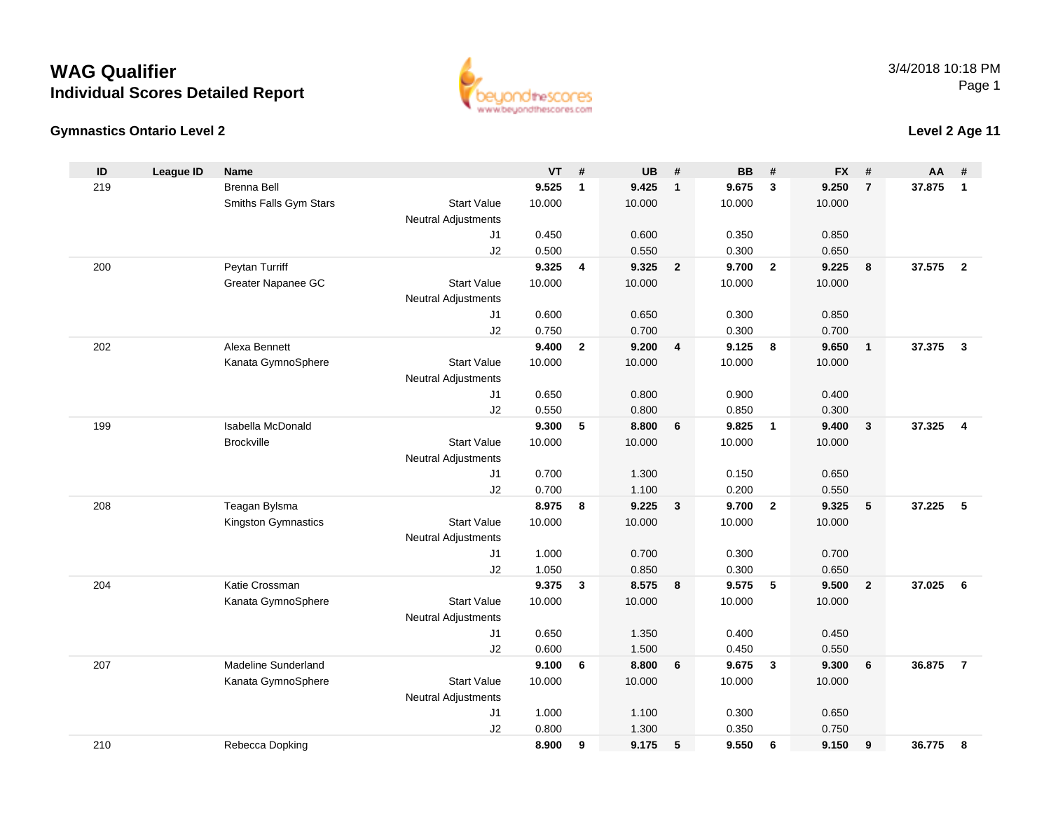# WAG Qualifier
## Individual Scores Detailed Report

3/4/2018 10:18 PM

### Gymnastics Ontario Level 2

### Level 2 Age 11

| ID | League ID | Name | | VT | # | UB | # | BB | # | FX | # | AA | # |
|---|---|---|---|---|---|---|---|---|---|---|---|---|---|
| 219 | | Brenna Bell | | **9.525** | **1** | **9.425** | **1** | **9.675** | **3** | **9.250** | **7** | **37.875** | **1** |
| | | Smiths Falls Gym Stars | Start Value | 10.000 | | 10.000 | | 10.000 | | 10.000 | | | |
| | | | Neutral Adjustments | | | | | | | | | | |
| | | | J1 | 0.450 | | 0.600 | | 0.350 | | 0.850 | | | |
| | | | J2 | 0.500 | | 0.550 | | 0.300 | | 0.650 | | | |
| 200 | | Peytan Turriff | | **9.325** | **4** | **9.325** | **2** | **9.700** | **2** | **9.225** | **8** | **37.575** | **2** |
| | | Greater Napanee GC | Start Value | 10.000 | | 10.000 | | 10.000 | | 10.000 | | | |
| | | | Neutral Adjustments | | | | | | | | | | |
| | | | J1 | 0.600 | | 0.650 | | 0.300 | | 0.850 | | | |
| | | | J2 | 0.750 | | 0.700 | | 0.300 | | 0.700 | | | |
| 202 | | Alexa Bennett | | **9.400** | **2** | **9.200** | **4** | **9.125** | **8** | **9.650** | **1** | **37.375** | **3** |
| | | Kanata GymnoSphere | Start Value | 10.000 | | 10.000 | | 10.000 | | 10.000 | | | |
| | | | Neutral Adjustments | | | | | | | | | | |
| | | | J1 | 0.650 | | 0.800 | | 0.900 | | 0.400 | | | |
| | | | J2 | 0.550 | | 0.800 | | 0.850 | | 0.300 | | | |
| 199 | | Isabella McDonald | | **9.300** | **5** | **8.800** | **6** | **9.825** | **1** | **9.400** | **3** | **37.325** | **4** |
| | | Brockville | Start Value | 10.000 | | 10.000 | | 10.000 | | 10.000 | | | |
| | | | Neutral Adjustments | | | | | | | | | | |
| | | | J1 | 0.700 | | 1.300 | | 0.150 | | 0.650 | | | |
| | | | J2 | 0.700 | | 1.100 | | 0.200 | | 0.550 | | | |
| 208 | | Teagan Bylsma | | **8.975** | **8** | **9.225** | **3** | **9.700** | **2** | **9.325** | **5** | **37.225** | **5** |
| | | Kingston Gymnastics | Start Value | 10.000 | | 10.000 | | 10.000 | | 10.000 | | | |
| | | | Neutral Adjustments | | | | | | | | | | |
| | | | J1 | 1.000 | | 0.700 | | 0.300 | | 0.700 | | | |
| | | | J2 | 1.050 | | 0.850 | | 0.300 | | 0.650 | | | |
| 204 | | Katie Crossman | | **9.375** | **3** | **8.575** | **8** | **9.575** | **5** | **9.500** | **2** | **37.025** | **6** |
| | | Kanata GymnoSphere | Start Value | 10.000 | | 10.000 | | 10.000 | | 10.000 | | | |
| | | | Neutral Adjustments | | | | | | | | | | |
| | | | J1 | 0.650 | | 1.350 | | 0.400 | | 0.450 | | | |
| | | | J2 | 0.600 | | 1.500 | | 0.450 | | 0.550 | | | |
| 207 | | Madeline Sunderland | | **9.100** | **6** | **8.800** | **6** | **9.675** | **3** | **9.300** | **6** | **36.875** | **7** |
| | | Kanata GymnoSphere | Start Value | 10.000 | | 10.000 | | 10.000 | | 10.000 | | | |
| | | | Neutral Adjustments | | | | | | | | | | |
| | | | J1 | 1.000 | | 1.100 | | 0.300 | | 0.650 | | | |
| | | | J2 | 0.800 | | 1.300 | | 0.350 | | 0.750 | | | |
| 210 | | Rebecca Dopking | | **8.900** | **9** | **9.175** | **5** | **9.550** | **6** | **9.150** | **9** | **36.775** | **8** |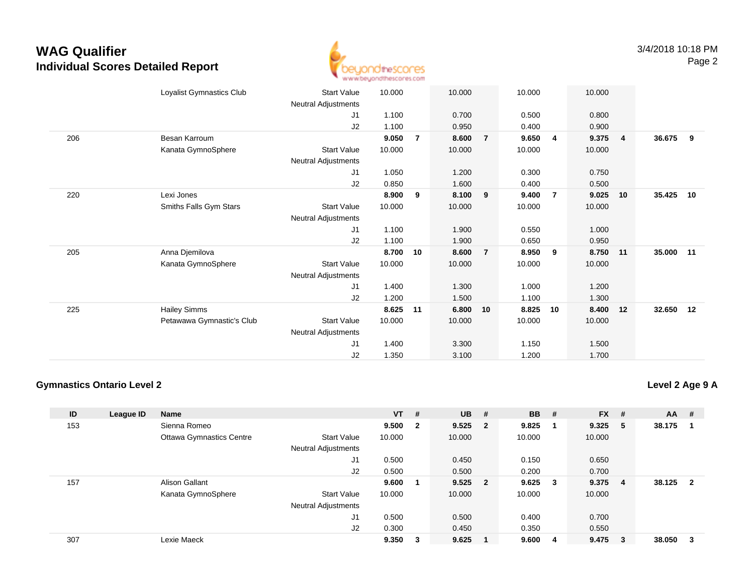# WAG Qualifier
## Individual Scores Detailed Report

| ID | League ID | Name | | VT | # | UB | # | BB | # | FX | # | AA | # |
|---|---|---|---|---|---|---|---|---|---|---|---|---|---|
| | | Loyalist Gymnastics Club | Start Value | 10.000 | | 10.000 | | 10.000 | | 10.000 | | | |
| | | | Neutral Adjustments | | | | | | | | | | |
| | | | J1 | 1.100 | | 0.700 | | 0.500 | | 0.800 | | | |
| | | | J2 | 1.100 | | 0.950 | | 0.400 | | 0.900 | | | |
| 206 | | Besan Karroum | | **9.050** | **7** | **8.600** | **7** | **9.650** | **4** | **9.375** | **4** | **36.675** | **9** |
| | | Kanata GymnoSphere | Start Value | 10.000 | | 10.000 | | 10.000 | | 10.000 | | | |
| | | | Neutral Adjustments | | | | | | | | | | |
| | | | J1 | 1.050 | | 1.200 | | 0.300 | | 0.750 | | | |
| | | | J2 | 0.850 | | 1.600 | | 0.400 | | 0.500 | | | |
| 220 | | Lexi Jones | | **8.900** | **9** | **8.100** | **9** | **9.400** | **7** | **9.025** | **10** | **35.425** | **10** |
| | | Smiths Falls Gym Stars | Start Value | 10.000 | | 10.000 | | 10.000 | | 10.000 | | | |
| | | | Neutral Adjustments | | | | | | | | | | |
| | | | J1 | 1.100 | | 1.900 | | 0.550 | | 1.000 | | | |
| | | | J2 | 1.100 | | 1.900 | | 0.650 | | 0.950 | | | |
| 205 | | Anna Djemilova | | **8.700** | **10** | **8.600** | **7** | **8.950** | **9** | **8.750** | **11** | **35.000** | **11** |
| | | Kanata GymnoSphere | Start Value | 10.000 | | 10.000 | | 10.000 | | 10.000 | | | |
| | | | Neutral Adjustments | | | | | | | | | | |
| | | | J1 | 1.400 | | 1.300 | | 1.000 | | 1.200 | | | |
| | | | J2 | 1.200 | | 1.500 | | 1.100 | | 1.300 | | | |
| 225 | | Hailey Simms | | **8.625** | **11** | **6.800** | **10** | **8.825** | **10** | **8.400** | **12** | **32.650** | **12** |
| | | Petawawa Gymnastic's Club | Start Value | 10.000 | | 10.000 | | 10.000 | | 10.000 | | | |
| | | | Neutral Adjustments | | | | | | | | | | |
| | | | J1 | 1.400 | | 3.300 | | 1.150 | | 1.500 | | | |
| | | | J2 | 1.350 | | 3.100 | | 1.200 | | 1.700 | | | |

### Gymnastics Ontario Level 2

**Level 2 Age 9 A**

| ID | League ID | Name | | VT | # | UB | # | BB | # | FX | # | AA | # |
|---|---|---|---|---|---|---|---|---|---|---|---|---|---|
| 153 | | Sienna Romeo | | **9.500** | **2** | **9.525** | **2** | **9.825** | **1** | **9.325** | **5** | **38.175** | **1** |
| | | Ottawa Gymnastics Centre | Start Value | 10.000 | | 10.000 | | 10.000 | | 10.000 | | | |
| | | | Neutral Adjustments | | | | | | | | | | |
| | | | J1 | 0.500 | | 0.450 | | 0.150 | | 0.650 | | | |
| | | | J2 | 0.500 | | 0.500 | | 0.200 | | 0.700 | | | |
| 157 | | Alison Gallant | | **9.600** | **1** | **9.525** | **2** | **9.625** | **3** | **9.375** | **4** | **38.125** | **2** |
| | | Kanata GymnoSphere | Start Value | 10.000 | | 10.000 | | 10.000 | | 10.000 | | | |
| | | | Neutral Adjustments | | | | | | | | | | |
| | | | J1 | 0.500 | | 0.500 | | 0.400 | | 0.700 | | | |
| | | | J2 | 0.300 | | 0.450 | | 0.350 | | 0.550 | | | |
| 307 | | Lexie Maeck | | **9.350** | **3** | **9.625** | **1** | **9.600** | **4** | **9.475** | **3** | **38.050** | **3** |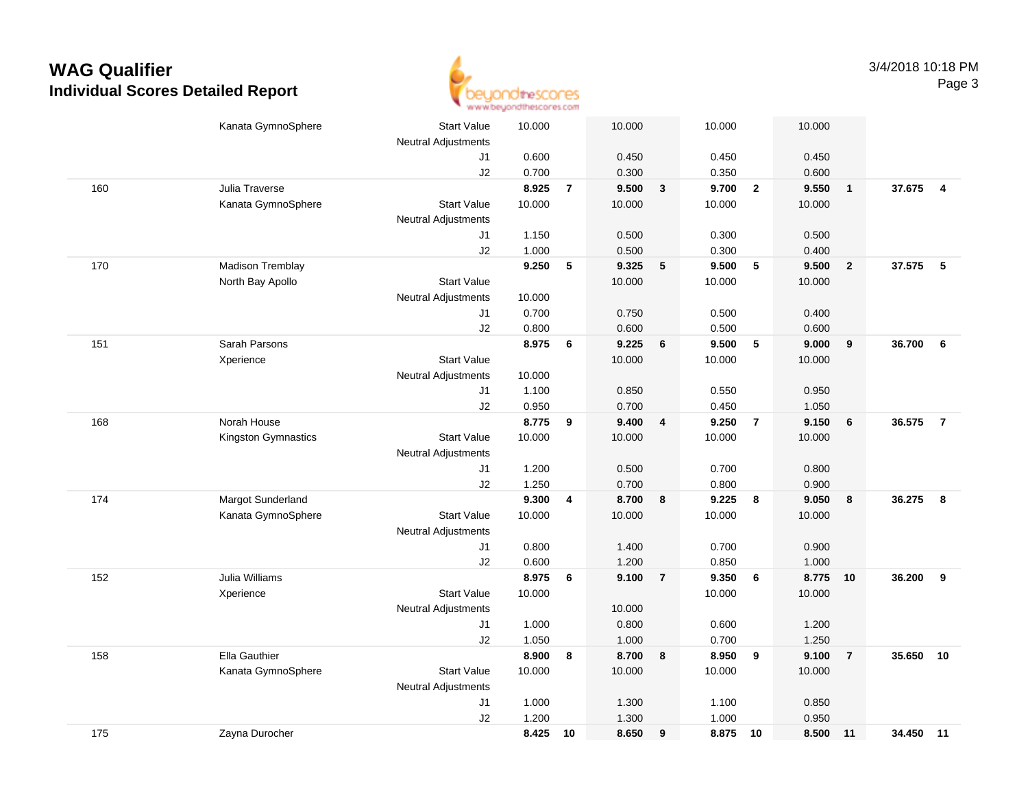# WAG Qualifier

## Individual Scores Detailed Report

| | | | | | | | | | | | | |
|---|---|---|---|---|---|---|---|---|---|---|---|---|
| | Kanata GymnoSphere | Start Value | 10.000 | | 10.000 | | 10.000 | | 10.000 | | | |
| | | Neutral Adjustments | | | | | | | | | | |
| | | J1 | 0.600 | | 0.450 | | 0.450 | | 0.450 | | | |
| | | J2 | 0.700 | | 0.300 | | 0.350 | | 0.600 | | | |
| 160 | Julia Traverse | | **8.925** | **7** | **9.500** | **3** | **9.700** | **2** | **9.550** | **1** | **37.675** | **4** |
| | Kanata GymnoSphere | Start Value | 10.000 | | 10.000 | | 10.000 | | 10.000 | | | |
| | | Neutral Adjustments | | | | | | | | | | |
| | | J1 | 1.150 | | 0.500 | | 0.300 | | 0.500 | | | |
| | | J2 | 1.000 | | 0.500 | | 0.300 | | 0.400 | | | |
| 170 | Madison Tremblay | | **9.250** | **5** | **9.325** | **5** | **9.500** | **5** | **9.500** | **2** | **37.575** | **5** |
| | North Bay Apollo | Start Value | | | 10.000 | | 10.000 | | 10.000 | | | |
| | | Neutral Adjustments | 10.000 | | | | | | | | | |
| | | J1 | 0.700 | | 0.750 | | 0.500 | | 0.400 | | | |
| | | J2 | 0.800 | | 0.600 | | 0.500 | | 0.600 | | | |
| 151 | Sarah Parsons | | **8.975** | **6** | **9.225** | **6** | **9.500** | **5** | **9.000** | **9** | **36.700** | **6** |
| | Xperience | Start Value | | | 10.000 | | 10.000 | | 10.000 | | | |
| | | Neutral Adjustments | 10.000 | | | | | | | | | |
| | | J1 | 1.100 | | 0.850 | | 0.550 | | 0.950 | | | |
| | | J2 | 0.950 | | 0.700 | | 0.450 | | 1.050 | | | |
| 168 | Norah House | | **8.775** | **9** | **9.400** | **4** | **9.250** | **7** | **9.150** | **6** | **36.575** | **7** |
| | Kingston Gymnastics | Start Value | 10.000 | | 10.000 | | 10.000 | | 10.000 | | | |
| | | Neutral Adjustments | | | | | | | | | | |
| | | J1 | 1.200 | | 0.500 | | 0.700 | | 0.800 | | | |
| | | J2 | 1.250 | | 0.700 | | 0.800 | | 0.900 | | | |
| 174 | Margot Sunderland | | **9.300** | **4** | **8.700** | **8** | **9.225** | **8** | **9.050** | **8** | **36.275** | **8** |
| | Kanata GymnoSphere | Start Value | 10.000 | | 10.000 | | 10.000 | | 10.000 | | | |
| | | Neutral Adjustments | | | | | | | | | | |
| | | J1 | 0.800 | | 1.400 | | 0.700 | | 0.900 | | | |
| | | J2 | 0.600 | | 1.200 | | 0.850 | | 1.000 | | | |
| 152 | Julia Williams | | **8.975** | **6** | **9.100** | **7** | **9.350** | **6** | **8.775** | **10** | **36.200** | **9** |
| | Xperience | Start Value | 10.000 | | | | 10.000 | | 10.000 | | | |
| | | Neutral Adjustments | | | 10.000 | | | | | | | |
| | | J1 | 1.000 | | 0.800 | | 0.600 | | 1.200 | | | |
| | | J2 | 1.050 | | 1.000 | | 0.700 | | 1.250 | | | |
| 158 | Ella Gauthier | | **8.900** | **8** | **8.700** | **8** | **8.950** | **9** | **9.100** | **7** | **35.650** | **10** |
| | Kanata GymnoSphere | Start Value | 10.000 | | 10.000 | | 10.000 | | 10.000 | | | |
| | | Neutral Adjustments | | | | | | | | | | |
| | | J1 | 1.000 | | 1.300 | | 1.100 | | 0.850 | | | |
| | | J2 | 1.200 | | 1.300 | | 1.000 | | 0.950 | | | |
| 175 | Zayna Durocher | | **8.425** | **10** | **8.650** | **9** | **8.875** | **10** | **8.500** | **11** | **34.450** | **11** |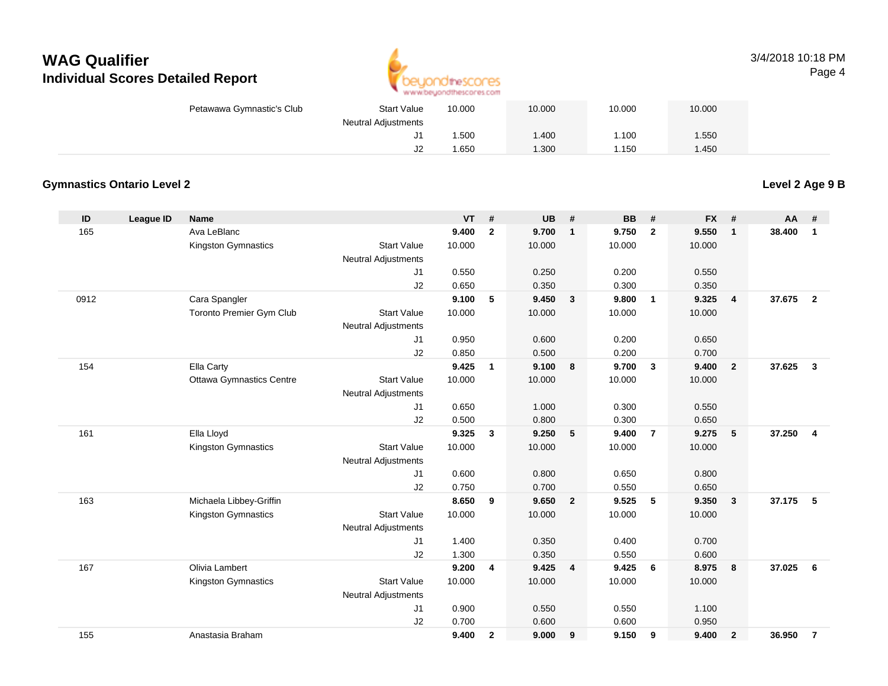# WAG Qualifier
## Individual Scores Detailed Report

| | | | | VT | | UB | | BB | | FX | | | |
|---|---|---|---|---|---|---|---|---|---|---|---|---|---|
| | | Petawawa Gymnastic's Club | Start Value | 10.000 | | 10.000 | | 10.000 | | 10.000 | | | |
| | | | Neutral Adjustments | | | | | | | | | | |
| | | | J1 | 1.500 | | 1.400 | | 1.100 | | 1.550 | | | |
| | | | J2 | 1.650 | | 1.300 | | 1.150 | | 1.450 | | | |

### Gymnastics Ontario Level 2

**Level 2 Age 9 B**

| ID | League ID | Name | | VT | # | UB | # | BB | # | FX | # | AA | # |
|---|---|---|---|---|---|---|---|---|---|---|---|---|---|
| 165 | | Ava LeBlanc | | **9.400** | **2** | **9.700** | **1** | **9.750** | **2** | **9.550** | **1** | **38.400** | **1** |
| | | Kingston Gymnastics | Start Value | 10.000 | | 10.000 | | 10.000 | | 10.000 | | | |
| | | | Neutral Adjustments | | | | | | | | | | |
| | | | J1 | 0.550 | | 0.250 | | 0.200 | | 0.550 | | | |
| | | | J2 | 0.650 | | 0.350 | | 0.300 | | 0.350 | | | |
| 0912 | | Cara Spangler | | **9.100** | **5** | **9.450** | **3** | **9.800** | **1** | **9.325** | **4** | **37.675** | **2** |
| | | Toronto Premier Gym Club | Start Value | 10.000 | | 10.000 | | 10.000 | | 10.000 | | | |
| | | | Neutral Adjustments | | | | | | | | | | |
| | | | J1 | 0.950 | | 0.600 | | 0.200 | | 0.650 | | | |
| | | | J2 | 0.850 | | 0.500 | | 0.200 | | 0.700 | | | |
| 154 | | Ella Carty | | **9.425** | **1** | **9.100** | **8** | **9.700** | **3** | **9.400** | **2** | **37.625** | **3** |
| | | Ottawa Gymnastics Centre | Start Value | 10.000 | | 10.000 | | 10.000 | | 10.000 | | | |
| | | | Neutral Adjustments | | | | | | | | | | |
| | | | J1 | 0.650 | | 1.000 | | 0.300 | | 0.550 | | | |
| | | | J2 | 0.500 | | 0.800 | | 0.300 | | 0.650 | | | |
| 161 | | Ella Lloyd | | **9.325** | **3** | **9.250** | **5** | **9.400** | **7** | **9.275** | **5** | **37.250** | **4** |
| | | Kingston Gymnastics | Start Value | 10.000 | | 10.000 | | 10.000 | | 10.000 | | | |
| | | | Neutral Adjustments | | | | | | | | | | |
| | | | J1 | 0.600 | | 0.800 | | 0.650 | | 0.800 | | | |
| | | | J2 | 0.750 | | 0.700 | | 0.550 | | 0.650 | | | |
| 163 | | Michaela Libbey-Griffin | | **8.650** | **9** | **9.650** | **2** | **9.525** | **5** | **9.350** | **3** | **37.175** | **5** |
| | | Kingston Gymnastics | Start Value | 10.000 | | 10.000 | | 10.000 | | 10.000 | | | |
| | | | Neutral Adjustments | | | | | | | | | | |
| | | | J1 | 1.400 | | 0.350 | | 0.400 | | 0.700 | | | |
| | | | J2 | 1.300 | | 0.350 | | 0.550 | | 0.600 | | | |
| 167 | | Olivia Lambert | | **9.200** | **4** | **9.425** | **4** | **9.425** | **6** | **8.975** | **8** | **37.025** | **6** |
| | | Kingston Gymnastics | Start Value | 10.000 | | 10.000 | | 10.000 | | 10.000 | | | |
| | | | Neutral Adjustments | | | | | | | | | | |
| | | | J1 | 0.900 | | 0.550 | | 0.550 | | 1.100 | | | |
| | | | J2 | 0.700 | | 0.600 | | 0.600 | | 0.950 | | | |
| 155 | | Anastasia Braham | | **9.400** | **2** | **9.000** | **9** | **9.150** | **9** | **9.400** | **2** | **36.950** | **7** |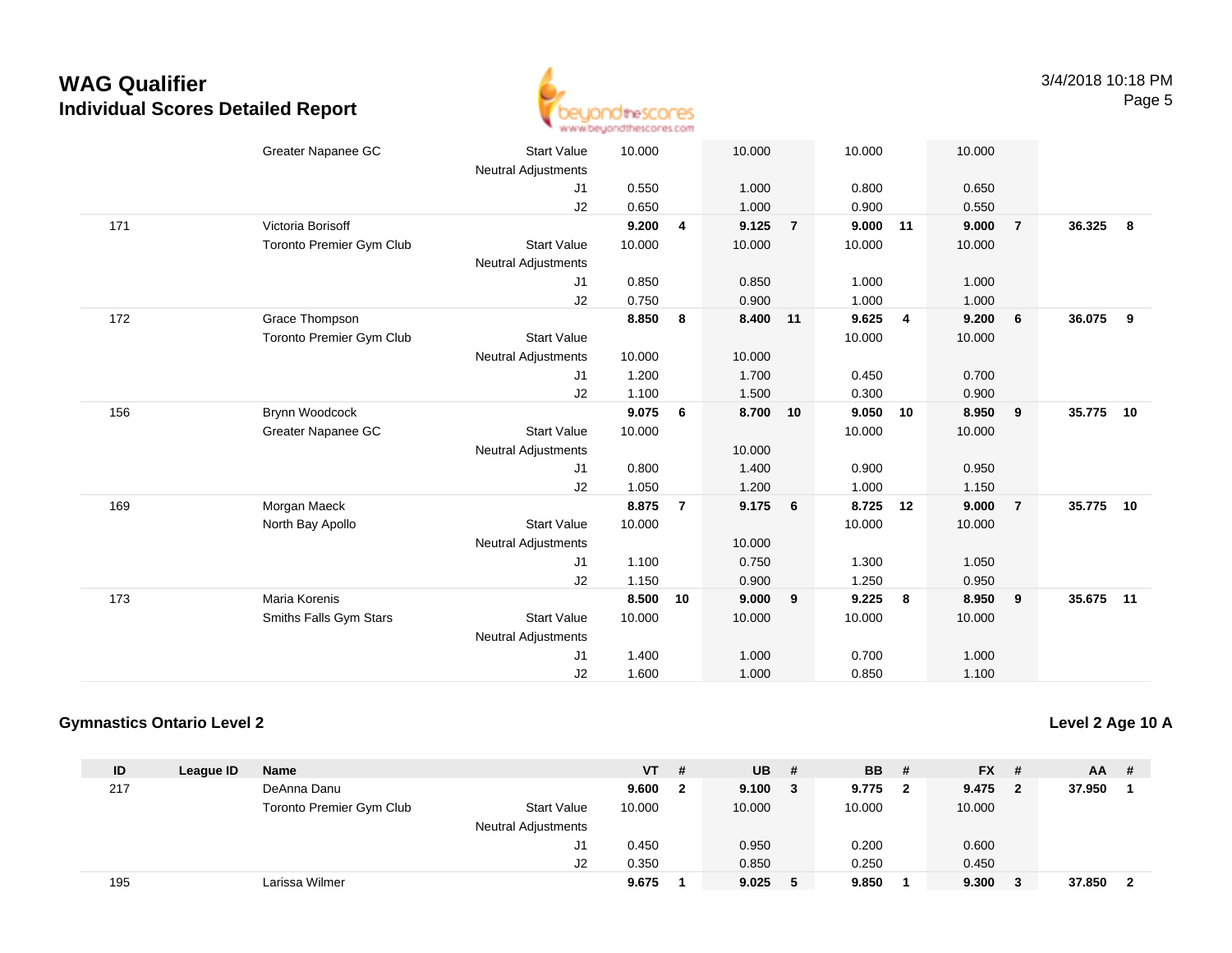# WAG Qualifier
## Individual Scores Detailed Report

| ID | League ID | Name | | VT | # | UB | # | BB | # | FX | # | AA | # |
|---|---|---|---|---|---|---|---|---|---|---|---|---|---|
| | | Greater Napanee GC | Start Value | 10.000 | | 10.000 | | 10.000 | | 10.000 | | | |
| | | | Neutral Adjustments | | | | | | | | | | |
| | | | J1 | 0.550 | | 1.000 | | 0.800 | | 0.650 | | | |
| | | | J2 | 0.650 | | 1.000 | | 0.900 | | 0.550 | | | |
| 171 | | Victoria Borisoff | | **9.200** | **4** | **9.125** | **7** | **9.000** | **11** | **9.000** | **7** | **36.325** | **8** |
| | | Toronto Premier Gym Club | Start Value | 10.000 | | 10.000 | | 10.000 | | 10.000 | | | |
| | | | Neutral Adjustments | | | | | | | | | | |
| | | | J1 | 0.850 | | 0.850 | | 1.000 | | 1.000 | | | |
| | | | J2 | 0.750 | | 0.900 | | 1.000 | | 1.000 | | | |
| 172 | | Grace Thompson | | **8.850** | **8** | **8.400** | **11** | **9.625** | **4** | **9.200** | **6** | **36.075** | **9** |
| | | Toronto Premier Gym Club | Start Value | | | | | 10.000 | | 10.000 | | | |
| | | | Neutral Adjustments | 10.000 | | 10.000 | | | | | | | |
| | | | J1 | 1.200 | | 1.700 | | 0.450 | | 0.700 | | | |
| | | | J2 | 1.100 | | 1.500 | | 0.300 | | 0.900 | | | |
| 156 | | Brynn Woodcock | | **9.075** | **6** | **8.700** | **10** | **9.050** | **10** | **8.950** | **9** | **35.775** | **10** |
| | | Greater Napanee GC | Start Value | 10.000 | | | | 10.000 | | 10.000 | | | |
| | | | Neutral Adjustments | | | 10.000 | | | | | | | |
| | | | J1 | 0.800 | | 1.400 | | 0.900 | | 0.950 | | | |
| | | | J2 | 1.050 | | 1.200 | | 1.000 | | 1.150 | | | |
| 169 | | Morgan Maeck | | **8.875** | **7** | **9.175** | **6** | **8.725** | **12** | **9.000** | **7** | **35.775** | **10** |
| | | North Bay Apollo | Start Value | 10.000 | | | | 10.000 | | 10.000 | | | |
| | | | Neutral Adjustments | | | 10.000 | | | | | | | |
| | | | J1 | 1.100 | | 0.750 | | 1.300 | | 1.050 | | | |
| | | | J2 | 1.150 | | 0.900 | | 1.250 | | 0.950 | | | |
| 173 | | Maria Korenis | | **8.500** | **10** | **9.000** | **9** | **9.225** | **8** | **8.950** | **9** | **35.675** | **11** |
| | | Smiths Falls Gym Stars | Start Value | 10.000 | | 10.000 | | 10.000 | | 10.000 | | | |
| | | | Neutral Adjustments | | | | | | | | | | |
| | | | J1 | 1.400 | | 1.000 | | 0.700 | | 1.000 | | | |
| | | | J2 | 1.600 | | 1.000 | | 0.850 | | 1.100 | | | |

### Gymnastics Ontario Level 2

**Level 2 Age 10 A**

| ID | League ID | Name | | VT | # | UB | # | BB | # | FX | # | AA | # |
|---|---|---|---|---|---|---|---|---|---|---|---|---|---|
| 217 | | DeAnna Danu | | **9.600** | **2** | **9.100** | **3** | **9.775** | **2** | **9.475** | **2** | **37.950** | **1** |
| | | Toronto Premier Gym Club | Start Value | 10.000 | | 10.000 | | 10.000 | | 10.000 | | | |
| | | | Neutral Adjustments | | | | | | | | | | |
| | | | J1 | 0.450 | | 0.950 | | 0.200 | | 0.600 | | | |
| | | | J2 | 0.350 | | 0.850 | | 0.250 | | 0.450 | | | |
| 195 | | Larissa Wilmer | | **9.675** | **1** | **9.025** | **5** | **9.850** | **1** | **9.300** | **3** | **37.850** | **2** |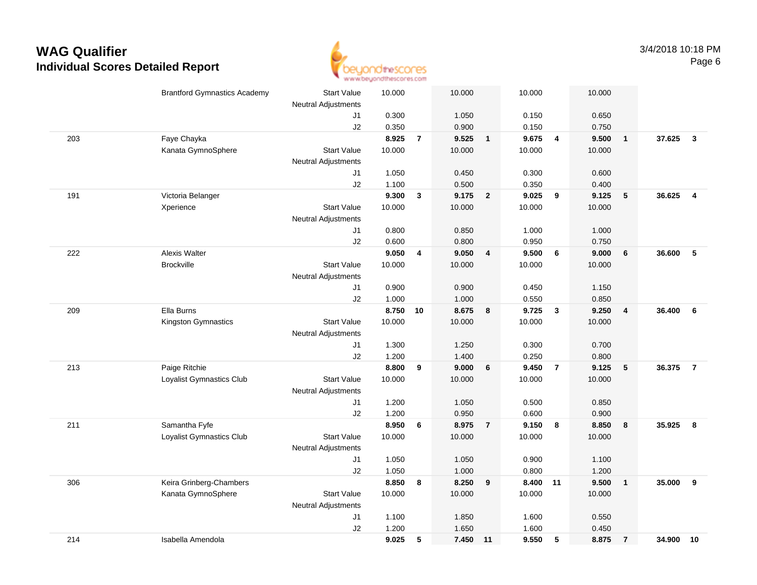# WAG Qualifier

## Individual Scores Detailed Report

| | | | | | | | | | | | | |
|---|---|---|---|---|---|---|---|---|---|---|---|---|
| | Brantford Gymnastics Academy | Start Value | 10.000 | | 10.000 | | 10.000 | | 10.000 | | | |
| | | Neutral Adjustments | | | | | | | | | | |
| | | J1 | 0.300 | | 1.050 | | 0.150 | | 0.650 | | | |
| | | J2 | 0.350 | | 0.900 | | 0.150 | | 0.750 | | | |
| 203 | Faye Chayka | | **8.925** | **7** | **9.525** | **1** | **9.675** | **4** | **9.500** | **1** | **37.625** | **3** |
| | Kanata GymnoSphere | Start Value | 10.000 | | 10.000 | | 10.000 | | 10.000 | | | |
| | | Neutral Adjustments | | | | | | | | | | |
| | | J1 | 1.050 | | 0.450 | | 0.300 | | 0.600 | | | |
| | | J2 | 1.100 | | 0.500 | | 0.350 | | 0.400 | | | |
| 191 | Victoria Belanger | | **9.300** | **3** | **9.175** | **2** | **9.025** | **9** | **9.125** | **5** | **36.625** | **4** |
| | Xperience | Start Value | 10.000 | | 10.000 | | 10.000 | | 10.000 | | | |
| | | Neutral Adjustments | | | | | | | | | | |
| | | J1 | 0.800 | | 0.850 | | 1.000 | | 1.000 | | | |
| | | J2 | 0.600 | | 0.800 | | 0.950 | | 0.750 | | | |
| 222 | Alexis Walter | | **9.050** | **4** | **9.050** | **4** | **9.500** | **6** | **9.000** | **6** | **36.600** | **5** |
| | Brockville | Start Value | 10.000 | | 10.000 | | 10.000 | | 10.000 | | | |
| | | Neutral Adjustments | | | | | | | | | | |
| | | J1 | 0.900 | | 0.900 | | 0.450 | | 1.150 | | | |
| | | J2 | 1.000 | | 1.000 | | 0.550 | | 0.850 | | | |
| 209 | Ella Burns | | **8.750** | **10** | **8.675** | **8** | **9.725** | **3** | **9.250** | **4** | **36.400** | **6** |
| | Kingston Gymnastics | Start Value | 10.000 | | 10.000 | | 10.000 | | 10.000 | | | |
| | | Neutral Adjustments | | | | | | | | | | |
| | | J1 | 1.300 | | 1.250 | | 0.300 | | 0.700 | | | |
| | | J2 | 1.200 | | 1.400 | | 0.250 | | 0.800 | | | |
| 213 | Paige Ritchie | | **8.800** | **9** | **9.000** | **6** | **9.450** | **7** | **9.125** | **5** | **36.375** | **7** |
| | Loyalist Gymnastics Club | Start Value | 10.000 | | 10.000 | | 10.000 | | 10.000 | | | |
| | | Neutral Adjustments | | | | | | | | | | |
| | | J1 | 1.200 | | 1.050 | | 0.500 | | 0.850 | | | |
| | | J2 | 1.200 | | 0.950 | | 0.600 | | 0.900 | | | |
| 211 | Samantha Fyfe | | **8.950** | **6** | **8.975** | **7** | **9.150** | **8** | **8.850** | **8** | **35.925** | **8** |
| | Loyalist Gymnastics Club | Start Value | 10.000 | | 10.000 | | 10.000 | | 10.000 | | | |
| | | Neutral Adjustments | | | | | | | | | | |
| | | J1 | 1.050 | | 1.050 | | 0.900 | | 1.100 | | | |
| | | J2 | 1.050 | | 1.000 | | 0.800 | | 1.200 | | | |
| 306 | Keira Grinberg-Chambers | | **8.850** | **8** | **8.250** | **9** | **8.400** | **11** | **9.500** | **1** | **35.000** | **9** |
| | Kanata GymnoSphere | Start Value | 10.000 | | 10.000 | | 10.000 | | 10.000 | | | |
| | | Neutral Adjustments | | | | | | | | | | |
| | | J1 | 1.100 | | 1.850 | | 1.600 | | 0.550 | | | |
| | | J2 | 1.200 | | 1.650 | | 1.600 | | 0.450 | | | |
| 214 | Isabella Amendola | | **9.025** | **5** | **7.450** | **11** | **9.550** | **5** | **8.875** | **7** | **34.900** | **10** |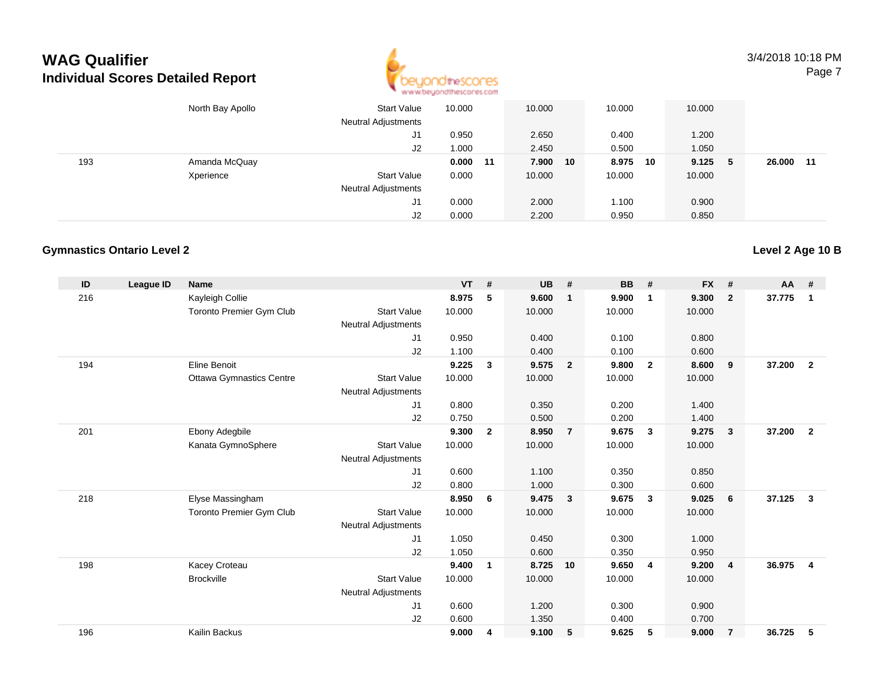# WAG Qualifier

## Individual Scores Detailed Report

3/4/2018 10:18 PM

| ID | League ID | Name | | VT | # | UB | # | BB | # | FX | # | AA | # |
|---|---|---|---|---|---|---|---|---|---|---|---|---|---|
| | | North Bay Apollo | Start Value | 10.000 | | 10.000 | | 10.000 | | 10.000 | | | |
| | | | Neutral Adjustments | | | | | | | | | | |
| | | | J1 | 0.950 | | 2.650 | | 0.400 | | 1.200 | | | |
| | | | J2 | 1.000 | | 2.450 | | 0.500 | | 1.050 | | | |
| 193 | | Amanda McQuay | | **0.000** | **11** | **7.900** | **10** | **8.975** | **10** | **9.125** | **5** | **26.000** | **11** |
| | | Xperience | Start Value | 0.000 | | 10.000 | | 10.000 | | 10.000 | | | |
| | | | Neutral Adjustments | | | | | | | | | | |
| | | | J1 | 0.000 | | 2.000 | | 1.100 | | 0.900 | | | |
| | | | J2 | 0.000 | | 2.200 | | 0.950 | | 0.850 | | | |

### Gymnastics Ontario Level 2

**Level 2 Age 10 B**

| ID | League ID | Name | | VT | # | UB | # | BB | # | FX | # | AA | # |
|---|---|---|---|---|---|---|---|---|---|---|---|---|---|
| 216 | | Kayleigh Collie | | **8.975** | **5** | **9.600** | **1** | **9.900** | **1** | **9.300** | **2** | **37.775** | **1** |
| | | Toronto Premier Gym Club | Start Value | 10.000 | | 10.000 | | 10.000 | | 10.000 | | | |
| | | | Neutral Adjustments | | | | | | | | | | |
| | | | J1 | 0.950 | | 0.400 | | 0.100 | | 0.800 | | | |
| | | | J2 | 1.100 | | 0.400 | | 0.100 | | 0.600 | | | |
| 194 | | Eline Benoit | | **9.225** | **3** | **9.575** | **2** | **9.800** | **2** | **8.600** | **9** | **37.200** | **2** |
| | | Ottawa Gymnastics Centre | Start Value | 10.000 | | 10.000 | | 10.000 | | 10.000 | | | |
| | | | Neutral Adjustments | | | | | | | | | | |
| | | | J1 | 0.800 | | 0.350 | | 0.200 | | 1.400 | | | |
| | | | J2 | 0.750 | | 0.500 | | 0.200 | | 1.400 | | | |
| 201 | | Ebony Adegbile | | **9.300** | **2** | **8.950** | **7** | **9.675** | **3** | **9.275** | **3** | **37.200** | **2** |
| | | Kanata GymnoSphere | Start Value | 10.000 | | 10.000 | | 10.000 | | 10.000 | | | |
| | | | Neutral Adjustments | | | | | | | | | | |
| | | | J1 | 0.600 | | 1.100 | | 0.350 | | 0.850 | | | |
| | | | J2 | 0.800 | | 1.000 | | 0.300 | | 0.600 | | | |
| 218 | | Elyse Massingham | | **8.950** | **6** | **9.475** | **3** | **9.675** | **3** | **9.025** | **6** | **37.125** | **3** |
| | | Toronto Premier Gym Club | Start Value | 10.000 | | 10.000 | | 10.000 | | 10.000 | | | |
| | | | Neutral Adjustments | | | | | | | | | | |
| | | | J1 | 1.050 | | 0.450 | | 0.300 | | 1.000 | | | |
| | | | J2 | 1.050 | | 0.600 | | 0.350 | | 0.950 | | | |
| 198 | | Kacey Croteau | | **9.400** | **1** | **8.725** | **10** | **9.650** | **4** | **9.200** | **4** | **36.975** | **4** |
| | | Brockville | Start Value | 10.000 | | 10.000 | | 10.000 | | 10.000 | | | |
| | | | Neutral Adjustments | | | | | | | | | | |
| | | | J1 | 0.600 | | 1.200 | | 0.300 | | 0.900 | | | |
| | | | J2 | 0.600 | | 1.350 | | 0.400 | | 0.700 | | | |
| 196 | | Kailin Backus | | **9.000** | **4** | **9.100** | **5** | **9.625** | **5** | **9.000** | **7** | **36.725** | **5** |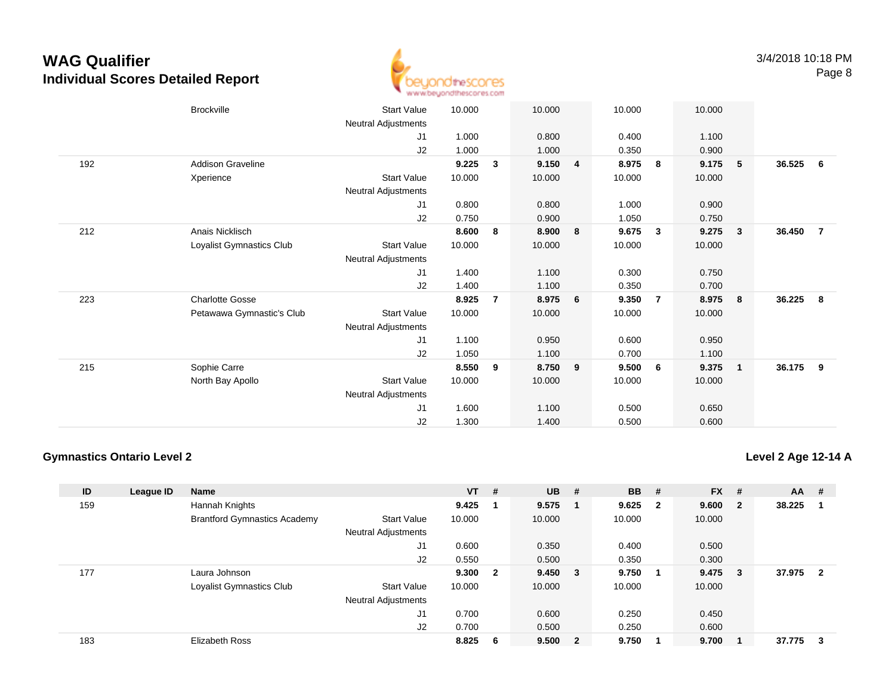# WAG Qualifier
## Individual Scores Detailed Report

| ID | League ID | Name | | VT | # | UB | # | BB | # | FX | # | AA | # |
|---|---|---|---|---|---|---|---|---|---|---|---|---|---|
| | | Brockville | Start Value | 10.000 | | 10.000 | | 10.000 | | 10.000 | | | |
| | | | Neutral Adjustments | | | | | | | | | | |
| | | | J1 | 1.000 | | 0.800 | | 0.400 | | 1.100 | | | |
| | | | J2 | 1.000 | | 1.000 | | 0.350 | | 0.900 | | | |
| 192 | | Addison Graveline | | **9.225** | **3** | **9.150** | **4** | **8.975** | **8** | **9.175** | **5** | **36.525** | **6** |
| | | Xperience | Start Value | 10.000 | | 10.000 | | 10.000 | | 10.000 | | | |
| | | | Neutral Adjustments | | | | | | | | | | |
| | | | J1 | 0.800 | | 0.800 | | 1.000 | | 0.900 | | | |
| | | | J2 | 0.750 | | 0.900 | | 1.050 | | 0.750 | | | |
| 212 | | Anais Nicklisch | | **8.600** | **8** | **8.900** | **8** | **9.675** | **3** | **9.275** | **3** | **36.450** | **7** |
| | | Loyalist Gymnastics Club | Start Value | 10.000 | | 10.000 | | 10.000 | | 10.000 | | | |
| | | | Neutral Adjustments | | | | | | | | | | |
| | | | J1 | 1.400 | | 1.100 | | 0.300 | | 0.750 | | | |
| | | | J2 | 1.400 | | 1.100 | | 0.350 | | 0.700 | | | |
| 223 | | Charlotte Gosse | | **8.925** | **7** | **8.975** | **6** | **9.350** | **7** | **8.975** | **8** | **36.225** | **8** |
| | | Petawawa Gymnastic's Club | Start Value | 10.000 | | 10.000 | | 10.000 | | 10.000 | | | |
| | | | Neutral Adjustments | | | | | | | | | | |
| | | | J1 | 1.100 | | 0.950 | | 0.600 | | 0.950 | | | |
| | | | J2 | 1.050 | | 1.100 | | 0.700 | | 1.100 | | | |
| 215 | | Sophie Carre | | **8.550** | **9** | **8.750** | **9** | **9.500** | **6** | **9.375** | **1** | **36.175** | **9** |
| | | North Bay Apollo | Start Value | 10.000 | | 10.000 | | 10.000 | | 10.000 | | | |
| | | | Neutral Adjustments | | | | | | | | | | |
| | | | J1 | 1.600 | | 1.100 | | 0.500 | | 0.650 | | | |
| | | | J2 | 1.300 | | 1.400 | | 0.500 | | 0.600 | | | |

### Gymnastics Ontario Level 2

### Level 2 Age 12-14 A

| ID | League ID | Name | | VT | # | UB | # | BB | # | FX | # | AA | # |
|---|---|---|---|---|---|---|---|---|---|---|---|---|---|
| 159 | | Hannah Knights | | **9.425** | **1** | **9.575** | **1** | **9.625** | **2** | **9.600** | **2** | **38.225** | **1** |
| | | Brantford Gymnastics Academy | Start Value | 10.000 | | 10.000 | | 10.000 | | 10.000 | | | |
| | | | Neutral Adjustments | | | | | | | | | | |
| | | | J1 | 0.600 | | 0.350 | | 0.400 | | 0.500 | | | |
| | | | J2 | 0.550 | | 0.500 | | 0.350 | | 0.300 | | | |
| 177 | | Laura Johnson | | **9.300** | **2** | **9.450** | **3** | **9.750** | **1** | **9.475** | **3** | **37.975** | **2** |
| | | Loyalist Gymnastics Club | Start Value | 10.000 | | 10.000 | | 10.000 | | 10.000 | | | |
| | | | Neutral Adjustments | | | | | | | | | | |
| | | | J1 | 0.700 | | 0.600 | | 0.250 | | 0.450 | | | |
| | | | J2 | 0.700 | | 0.500 | | 0.250 | | 0.600 | | | |
| 183 | | Elizabeth Ross | | **8.825** | **6** | **9.500** | **2** | **9.750** | **1** | **9.700** | **1** | **37.775** | **3** |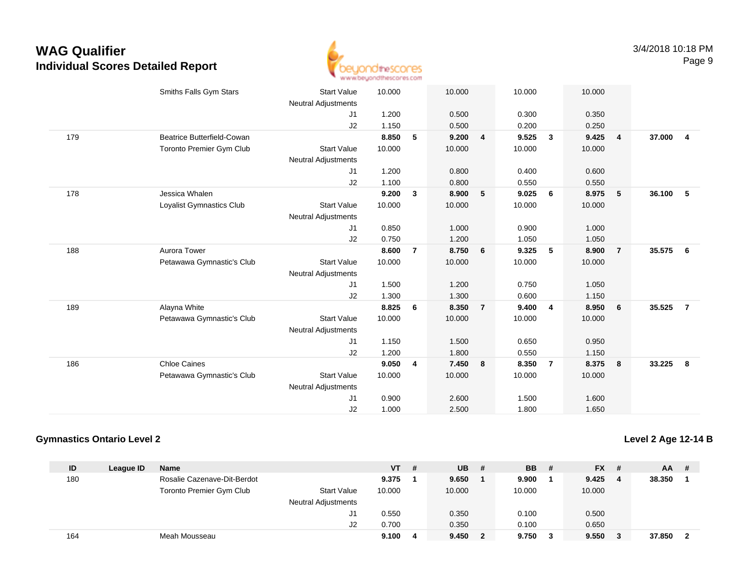# WAG Qualifier
## Individual Scores Detailed Report

| ID | League ID | Name | | VT | # | UB | # | BB | # | FX | # | AA | # |
|---|---|---|---|---|---|---|---|---|---|---|---|---|---|
| | | Smiths Falls Gym Stars | Start Value | 10.000 | | 10.000 | | 10.000 | | 10.000 | | | |
| | | | Neutral Adjustments | | | | | | | | | | |
| | | | J1 | 1.200 | | 0.500 | | 0.300 | | 0.350 | | | |
| | | | J2 | 1.150 | | 0.500 | | 0.200 | | 0.250 | | | |
| 179 | | Beatrice Butterfield-Cowan | | **8.850** | **5** | **9.200** | **4** | **9.525** | **3** | **9.425** | **4** | **37.000** | **4** |
| | | Toronto Premier Gym Club | Start Value | 10.000 | | 10.000 | | 10.000 | | 10.000 | | | |
| | | | Neutral Adjustments | | | | | | | | | | |
| | | | J1 | 1.200 | | 0.800 | | 0.400 | | 0.600 | | | |
| | | | J2 | 1.100 | | 0.800 | | 0.550 | | 0.550 | | | |
| 178 | | Jessica Whalen | | **9.200** | **3** | **8.900** | **5** | **9.025** | **6** | **8.975** | **5** | **36.100** | **5** |
| | | Loyalist Gymnastics Club | Start Value | 10.000 | | 10.000 | | 10.000 | | 10.000 | | | |
| | | | Neutral Adjustments | | | | | | | | | | |
| | | | J1 | 0.850 | | 1.000 | | 0.900 | | 1.000 | | | |
| | | | J2 | 0.750 | | 1.200 | | 1.050 | | 1.050 | | | |
| 188 | | Aurora Tower | | **8.600** | **7** | **8.750** | **6** | **9.325** | **5** | **8.900** | **7** | **35.575** | **6** |
| | | Petawawa Gymnastic's Club | Start Value | 10.000 | | 10.000 | | 10.000 | | 10.000 | | | |
| | | | Neutral Adjustments | | | | | | | | | | |
| | | | J1 | 1.500 | | 1.200 | | 0.750 | | 1.050 | | | |
| | | | J2 | 1.300 | | 1.300 | | 0.600 | | 1.150 | | | |
| 189 | | Alayna White | | **8.825** | **6** | **8.350** | **7** | **9.400** | **4** | **8.950** | **6** | **35.525** | **7** |
| | | Petawawa Gymnastic's Club | Start Value | 10.000 | | 10.000 | | 10.000 | | 10.000 | | | |
| | | | Neutral Adjustments | | | | | | | | | | |
| | | | J1 | 1.150 | | 1.500 | | 0.650 | | 0.950 | | | |
| | | | J2 | 1.200 | | 1.800 | | 0.550 | | 1.150 | | | |
| 186 | | Chloe Caines | | **9.050** | **4** | **7.450** | **8** | **8.350** | **7** | **8.375** | **8** | **33.225** | **8** |
| | | Petawawa Gymnastic's Club | Start Value | 10.000 | | 10.000 | | 10.000 | | 10.000 | | | |
| | | | Neutral Adjustments | | | | | | | | | | |
| | | | J1 | 0.900 | | 2.600 | | 1.500 | | 1.600 | | | |
| | | | J2 | 1.000 | | 2.500 | | 1.800 | | 1.650 | | | |

### Gymnastics Ontario Level 2

**Level 2 Age 12-14 B**

| ID | League ID | Name | | VT | # | UB | # | BB | # | FX | # | AA | # |
|---|---|---|---|---|---|---|---|---|---|---|---|---|---|
| 180 | | Rosalie Cazenave-Dit-Berdot | | **9.375** | **1** | **9.650** | **1** | **9.900** | **1** | **9.425** | **4** | **38.350** | **1** |
| | | Toronto Premier Gym Club | Start Value | 10.000 | | 10.000 | | 10.000 | | 10.000 | | | |
| | | | Neutral Adjustments | | | | | | | | | | |
| | | | J1 | 0.550 | | 0.350 | | 0.100 | | 0.500 | | | |
| | | | J2 | 0.700 | | 0.350 | | 0.100 | | 0.650 | | | |
| 164 | | Meah Mousseau | | **9.100** | **4** | **9.450** | **2** | **9.750** | **3** | **9.550** | **3** | **37.850** | **2** |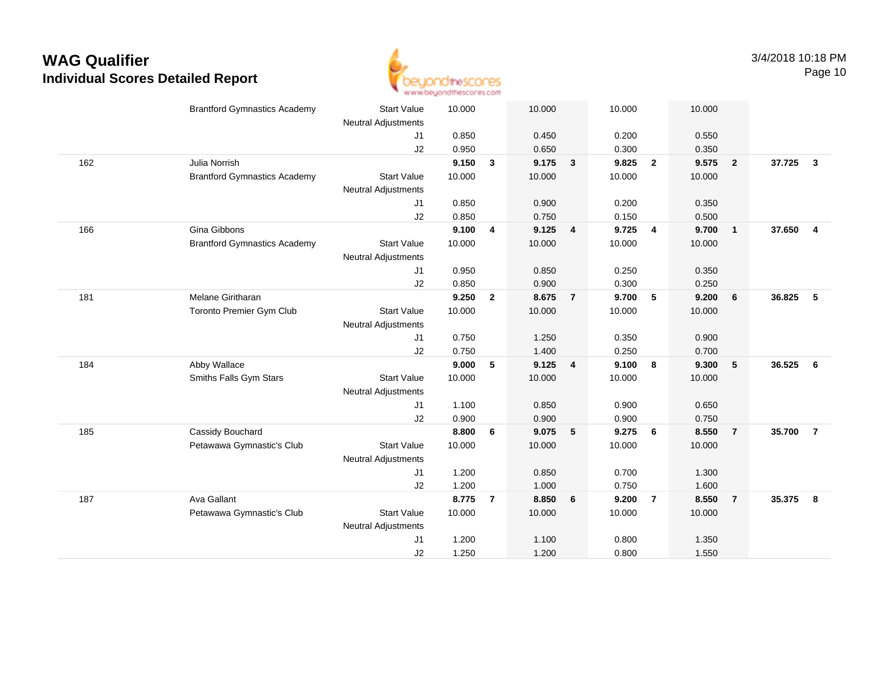# WAG Qualifier
## Individual Scores Detailed Report

3/4/2018 10:18 PM

| | | | | | | | | | | | | |
|---|---|---|---|---|---|---|---|---|---|---|---|---|
| | Brantford Gymnastics Academy | Start Value | 10.000 | | 10.000 | | 10.000 | | 10.000 | | | |
| | | Neutral Adjustments | | | | | | | | | | |
| | | J1 | 0.850 | | 0.450 | | 0.200 | | 0.550 | | | |
| | | J2 | 0.950 | | 0.650 | | 0.300 | | 0.350 | | | |
| 162 | Julia Norrish | | **9.150** | **3** | **9.175** | **3** | **9.825** | **2** | **9.575** | **2** | **37.725** | **3** |
| | Brantford Gymnastics Academy | Start Value | 10.000 | | 10.000 | | 10.000 | | 10.000 | | | |
| | | Neutral Adjustments | | | | | | | | | | |
| | | J1 | 0.850 | | 0.900 | | 0.200 | | 0.350 | | | |
| | | J2 | 0.850 | | 0.750 | | 0.150 | | 0.500 | | | |
| 166 | Gina Gibbons | | **9.100** | **4** | **9.125** | **4** | **9.725** | **4** | **9.700** | **1** | **37.650** | **4** |
| | Brantford Gymnastics Academy | Start Value | 10.000 | | 10.000 | | 10.000 | | 10.000 | | | |
| | | Neutral Adjustments | | | | | | | | | | |
| | | J1 | 0.950 | | 0.850 | | 0.250 | | 0.350 | | | |
| | | J2 | 0.850 | | 0.900 | | 0.300 | | 0.250 | | | |
| 181 | Melane Giritharan | | **9.250** | **2** | **8.675** | **7** | **9.700** | **5** | **9.200** | **6** | **36.825** | **5** |
| | Toronto Premier Gym Club | Start Value | 10.000 | | 10.000 | | 10.000 | | 10.000 | | | |
| | | Neutral Adjustments | | | | | | | | | | |
| | | J1 | 0.750 | | 1.250 | | 0.350 | | 0.900 | | | |
| | | J2 | 0.750 | | 1.400 | | 0.250 | | 0.700 | | | |
| 184 | Abby Wallace | | **9.000** | **5** | **9.125** | **4** | **9.100** | **8** | **9.300** | **5** | **36.525** | **6** |
| | Smiths Falls Gym Stars | Start Value | 10.000 | | 10.000 | | 10.000 | | 10.000 | | | |
| | | Neutral Adjustments | | | | | | | | | | |
| | | J1 | 1.100 | | 0.850 | | 0.900 | | 0.650 | | | |
| | | J2 | 0.900 | | 0.900 | | 0.900 | | 0.750 | | | |
| 185 | Cassidy Bouchard | | **8.800** | **6** | **9.075** | **5** | **9.275** | **6** | **8.550** | **7** | **35.700** | **7** |
| | Petawawa Gymnastic's Club | Start Value | 10.000 | | 10.000 | | 10.000 | | 10.000 | | | |
| | | Neutral Adjustments | | | | | | | | | | |
| | | J1 | 1.200 | | 0.850 | | 0.700 | | 1.300 | | | |
| | | J2 | 1.200 | | 1.000 | | 0.750 | | 1.600 | | | |
| 187 | Ava Gallant | | **8.775** | **7** | **8.850** | **6** | **9.200** | **7** | **8.550** | **7** | **35.375** | **8** |
| | Petawawa Gymnastic's Club | Start Value | 10.000 | | 10.000 | | 10.000 | | 10.000 | | | |
| | | Neutral Adjustments | | | | | | | | | | |
| | | J1 | 1.200 | | 1.100 | | 0.800 | | 1.350 | | | |
| | | J2 | 1.250 | | 1.200 | | 0.800 | | 1.550 | | | |